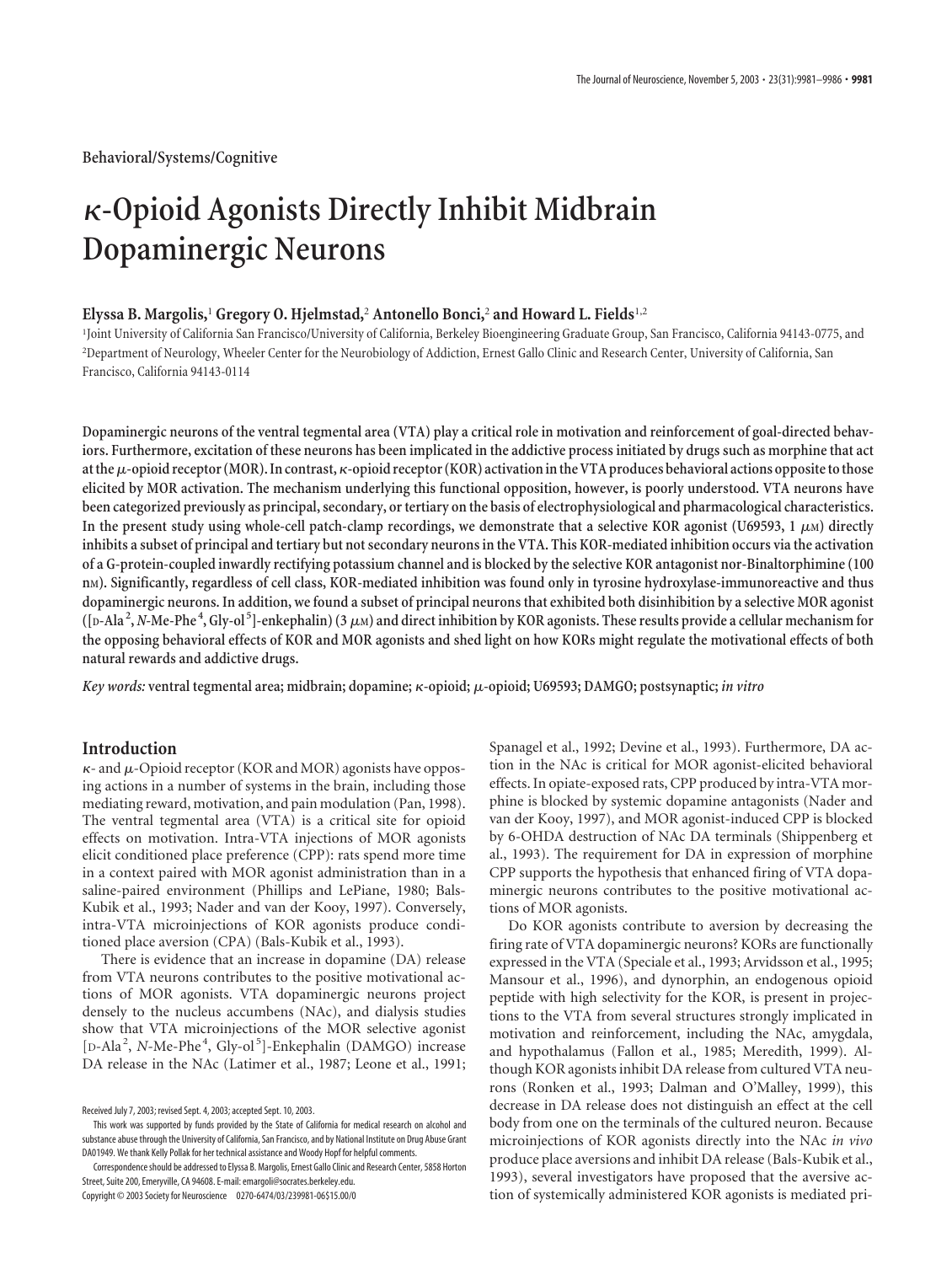Behavioral/Systems/Cognitive

# κ-Opioid Agonists Directly Inhibit Midbrain Dopaminergic Neurons

**Elyssa B. Margolis,[1] Gregory O. Hjelmstad,[2] Antonello Bonci,[2] and Howard L. Fields[1,2]**

[1]Joint University of California San Francisco/University of California, Berkeley Bioengineering Graduate Group, San Francisco, California 94143-0775, and [2]Department of Neurology, Wheeler Center for the Neurobiology of Addiction, Ernest Gallo Clinic and Research Center, University of California, San Francisco, California 94143-0114

**Dopaminergic neurons of the ventral tegmental area (VTA) play a critical role in motivation and reinforcement of goal-directed behaviors. Furthermore, excitation of these neurons has been implicated in the addictive process initiated by drugs such as morphine that act at the μ-opioid receptor (MOR). In contrast, κ-opioid receptor (KOR) activation in the VTA produces behavioral actions opposite to those elicited by MOR activation. The mechanism underlying this functional opposition, however, is poorly understood. VTA neurons have been categorized previously as principal, secondary, or tertiary on the basis of electrophysiological and pharmacological characteristics. In the present study using whole-cell patch-clamp recordings, we demonstrate that a selective KOR agonist (U69593, 1 μM) directly inhibits a subset of principal and tertiary but not secondary neurons in the VTA. This KOR-mediated inhibition occurs via the activation of a G-protein-coupled inwardly rectifying potassium channel and is blocked by the selective KOR antagonist nor-Binaltorphimine (100 nM). Significantly, regardless of cell class, KOR-mediated inhibition was found only in tyrosine hydroxylase-immunoreactive and thus dopaminergic neurons. In addition, we found a subset of principal neurons that exhibited both disinhibition by a selective MOR agonist ([D-Ala$^2$, *N*-Me-Phe$^4$, Gly-ol$^5$]-enkephalin) (3 μM) and direct inhibition by KOR agonists. These results provide a cellular mechanism for the opposing behavioral effects of KOR and MOR agonists and shed light on how KORs might regulate the motivational effects of both natural rewards and addictive drugs.**

*Key words:* **ventral tegmental area; midbrain; dopamine; κ-opioid; μ-opioid; U69593; DAMGO; postsynaptic; *in vitro***

## Introduction

κ- and μ-Opioid receptor (KOR and MOR) agonists have opposing actions in a number of systems in the brain, including those mediating reward, motivation, and pain modulation (Pan, 1998). The ventral tegmental area (VTA) is a critical site for opioid effects on motivation. Intra-VTA injections of MOR agonists elicit conditioned place preference (CPP): rats spend more time in a context paired with MOR agonist administration than in a saline-paired environment (Phillips and LePiane, 1980; Bals-Kubik et al., 1993; Nader and van der Kooy, 1997). Conversely, intra-VTA microinjections of KOR agonists produce conditioned place aversion (CPA) (Bals-Kubik et al., 1993).

There is evidence that an increase in dopamine (DA) release from VTA neurons contributes to the positive motivational actions of MOR agonists. VTA dopaminergic neurons project densely to the nucleus accumbens (NAc), and dialysis studies show that VTA microinjections of the MOR selective agonist [D-Ala$^2$, *N*-Me-Phe$^4$, Gly-ol$^5$]-Enkephalin (DAMGO) increase DA release in the NAc (Latimer et al., 1987; Leone et al., 1991; Spanagel et al., 1992; Devine et al., 1993). Furthermore, DA action in the NAc is critical for MOR agonist-elicited behavioral effects. In opiate-exposed rats, CPP produced by intra-VTA morphine is blocked by systemic dopamine antagonists (Nader and van der Kooy, 1997), and MOR agonist-induced CPP is blocked by 6-OHDA destruction of NAc DA terminals (Shippenberg et al., 1993). The requirement for DA in expression of morphine CPP supports the hypothesis that enhanced firing of VTA dopaminergic neurons contributes to the positive motivational actions of MOR agonists.

Do KOR agonists contribute to aversion by decreasing the firing rate of VTA dopaminergic neurons? KORs are functionally expressed in the VTA (Speciale et al., 1993; Arvidsson et al., 1995; Mansour et al., 1996), and dynorphin, an endogenous opioid peptide with high selectivity for the KOR, is present in projections to the VTA from several structures strongly implicated in motivation and reinforcement, including the NAc, amygdala, and hypothalamus (Fallon et al., 1985; Meredith, 1999). Although KOR agonists inhibit DA release from cultured VTA neurons (Ronken et al., 1993; Dalman and O'Malley, 1999), this decrease in DA release does not distinguish an effect at the cell body from one on the terminals of the cultured neuron. Because microinjections of KOR agonists directly into the NAc *in vivo* produce place aversions and inhibit DA release (Bals-Kubik et al., 1993), several investigators have proposed that the aversive action of systemically administered KOR agonists is mediated pri-

Received July 7, 2003; revised Sept. 4, 2003; accepted Sept. 10, 2003.

This work was supported by funds provided by the State of California for medical research on alcohol and substance abuse through the University of California, San Francisco, and by National Institute on Drug Abuse Grant DA01949. We thank Kelly Pollak for her technical assistance and Woody Hopf for helpful comments.

Correspondence should be addressed to Elyssa B. Margolis, Ernest Gallo Clinic and Research Center, 5858 Horton Street, Suite 200, Emeryville, CA 94608. E-mail: emargoli@socrates.berkeley.edu.

Copyright © 2003 Society for Neuroscience 0270-6474/03/239981-06$15.00/0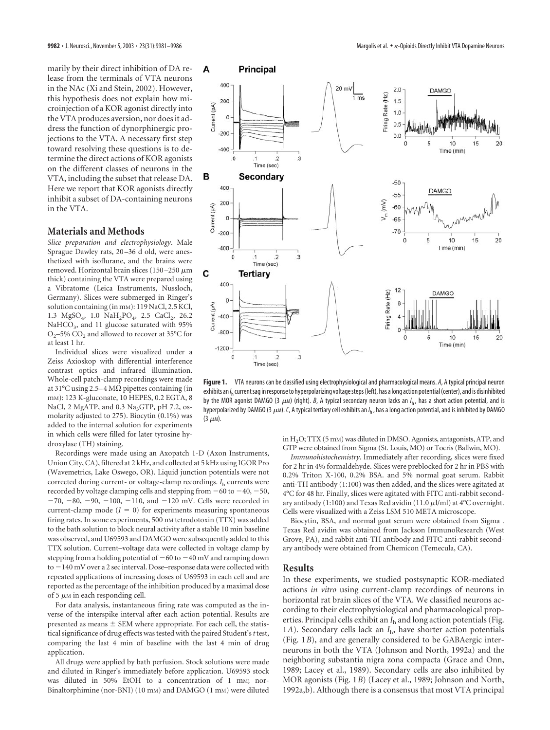marily by their direct inhibition of DA release from the terminals of VTA neurons in the NAc (Xi and Stein, 2002). However, this hypothesis does not explain how microinjection of a KOR agonist directly into the VTA produces aversion, nor does it address the function of dynorphinergic projections to the VTA. A necessary first step toward resolving these questions is to determine the direct actions of KOR agonists on the different classes of neurons in the VTA, including the subset that release DA. Here we report that KOR agonists directly inhibit a subset of DA-containing neurons in the VTA.

## Materials and Methods

*Slice preparation and electrophysiology*. Male Sprague Dawley rats, 20–36 d old, were anesthetized with isoflurane, and the brains were removed. Horizontal brain slices (150–250 μm thick) containing the VTA were prepared using a Vibratome (Leica Instruments, Nussloch, Germany). Slices were submerged in Ringer's solution containing (in mM): 119 NaCl, 2.5 KCl, 1.3 $MgSO_4$, 1.0 $NaH_2PO_4$, 2.5 $CaCl_2$, 26.2 $NaHCO_3$, and 11 glucose saturated with 95% $O_2$–5% $CO_2$ and allowed to recover at 35°C for at least 1 hr.

Individual slices were visualized under a Zeiss Axioskop with differential interference contrast optics and infrared illumination. Whole-cell patch-clamp recordings were made at 31°C using 2.5–4 MΩ pipettes containing (in mM): 123 K-gluconate, 10 HEPES, 0.2 EGTA, 8 NaCl, 2 MgATP, and 0.3 $Na_3$GTP, pH 7.2, osmolarity adjusted to 275). Biocytin (0.1%) was added to the internal solution for experiments in which cells were filled for later tyrosine hydroxylase (TH) staining.

Recordings were made using an Axopatch 1-D (Axon Instruments, Union City, CA), filtered at 2 kHz, and collected at 5 kHz using IGOR Pro (Wavemetrics, Lake Oswego, OR). Liquid junction potentials were not corrected during current- or voltage-clamp recordings. $I_h$ currents were recorded by voltage clamping cells and stepping from −60 to −40, −50, −70, −80, −90, −100, −110, and −120 mV. Cells were recorded in current-clamp mode ($I = 0$) for experiments measuring spontaneous firing rates. In some experiments, 500 nM tetrodotoxin (TTX) was added to the bath solution to block neural activity after a stable 10 min baseline was observed, and U69593 and DAMGO were subsequently added to this TTX solution. Current–voltage data were collected in voltage clamp by stepping from a holding potential of −60 to −40 mV and ramping down to −140 mV over a 2 sec interval. Dose–response data were collected with repeated applications of increasing doses of U69593 in each cell and are reported as the percentage of the inhibition produced by a maximal dose of 5 μM in each responding cell.

For data analysis, instantaneous firing rate was computed as the inverse of the interspike interval after each action potential. Results are presented as means ± SEM where appropriate. For each cell, the statistical significance of drug effects was tested with the paired Student's *t* test, comparing the last 4 min of baseline with the last 4 min of drug application.

All drugs were applied by bath perfusion. Stock solutions were made and diluted in Ringer's immediately before application. U69593 stock was diluted in 50% EtOH to a concentration of 1 mM; nor-Binaltorphimine (nor-BNI) (10 mM) and DAMGO (1 mM) were diluted in $H_2O$; TTX (5 mM) was diluted in DMSO. Agonists, antagonists, ATP, and GTP were obtained from Sigma (St. Louis, MO) or Tocris (Ballwin, MO).

*Immunohistochemistry*. Immediately after recording, slices were fixed for 2 hr in 4% formaldehyde. Slices were preblocked for 2 hr in PBS with 0.2% Triton X-100, 0.2% BSA. and 5% normal goat serum. Rabbit anti-TH antibody (1:100) was then added, and the slices were agitated at 4°C for 48 hr. Finally, slices were agitated with FITC anti-rabbit secondary antibody (1:100) and Texas Red avidin (11.0 μl/ml) at 4°C overnight. Cells were visualized with a Zeiss LSM 510 META microscope.

Biocytin, BSA, and normal goat serum were obtained from Sigma . Texas Red avidin was obtained from Jackson ImmunoResearch (West Grove, PA), and rabbit anti-TH antibody and FITC anti-rabbit secondary antibody were obtained from Chemicon (Temecula, CA).

**Figure 1.** VTA neurons can be classified using electrophysiological and pharmacological means. *A*, A typical principal neuron exhibits an $I_h$ current sag in response to hyperpolarizing voltage steps (left), has a long action potential (center), and is disinhibited by the MOR agonist DAMGO (3 μM) (right). *B*, A typical secondary neuron lacks an $I_h$, has a short action potential, and is hyperpolarized by DAMGO (3 μM). *C*, A typical tertiary cell exhibits an $I_h$, has a long action potential, and is inhibited by DAMGO (3 μM).

## Results

In these experiments, we studied postsynaptic KOR-mediated actions *in vitro* using current-clamp recordings of neurons in horizontal rat brain slices of the VTA. We classified neurons according to their electrophysiological and pharmacological properties. Principal cells exhibit an $I_h$ and long action potentials (Fig. 1*A*). Secondary cells lack an $I_h$, have shorter action potentials (Fig. 1*B*), and are generally considered to be GABAergic interneurons in both the VTA (Johnson and North, 1992a) and the neighboring substantia nigra zona compacta (Grace and Onn, 1989; Lacey et al., 1989). Secondary cells are also inhibited by MOR agonists (Fig. 1*B*) (Lacey et al., 1989; Johnson and North, 1992a,b). Although there is a consensus that most VTA principal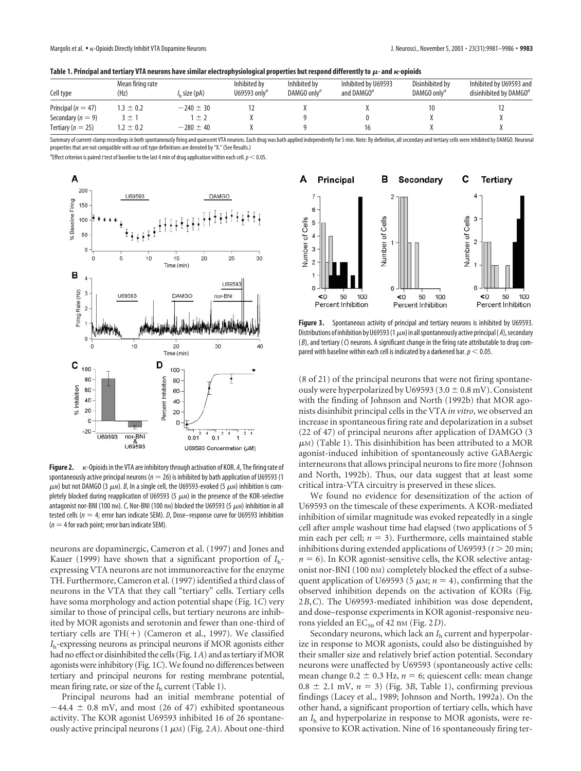**Table 1. Principal and tertiary VTA neurons have similar electrophysiological properties but respond differently to μ- and κ-opioids**

| Cell type | Mean firing rate (Hz) | $I_h$ size (pA) | Inhibited by U69593 only[a] | Inhibited by DAMGO only[a] | Inhibited by U69593 and DAMGO[a] | Disinhibited by DAMGO only[a] | Inhibited by U69593 and disinhibited by DAMGO[a] |
|---|---|---|---|---|---|---|---|
| Principal ($n = 47$) | $1.3 \pm 0.2$ | $-240 \pm 30$ | 12 | X | X | 10 | 12 |
| Secondary ($n = 9$) | $3 \pm 1$ | $1 \pm 2$ | X | 9 | 0 | X | X |
| Tertiary ($n = 25$) | $1.2 \pm 0.2$ | $-280 \pm 40$ | X | 9 | 16 | X | X |

Summary of current-clamp recordings in both spontaneously firing and quiescent VTA neurons. Each drug was bath applied independently for 5 min. Note: By definition, all secondary and tertiary cells were inhibited by DAMGO. Neuronal properties that are not compatible with our cell type definitions are denoted by "X." (See Results.)

[a]Effect criterion is paired *t* test of baseline to the last 4 min of drug application within each cell. $p < 0.05$.

**Figure 2.** κ-Opioids in the VTA are inhibitory through activation of KOR. *A*, The firing rate of spontaneously active principal neurons ($n = 26$) is inhibited by bath application of U69593 (1 μM) but not DAMGO (3 μM). *B*, In a single cell, the U69593-evoked (5 μM) inhibition is completely blocked during reapplication of U69593 (5 μM) in the presence of the KOR-selective antagonist nor-BNI (100 nM). *C*, Nor-BNI (100 nM) blocked the U69593 (5 μM) inhibition in all tested cells ($n = 4$; error bars indicate SEM). *D*, Dose–response curve for U69593 inhibition ($n = 4$ for each point; error bars indicate SEM).

**Figure 3.** Spontaneous activity of principal and tertiary neurons is inhibited by U69593. Distributions of inhibition by U69593 (1 μM) in all spontaneously active principal (*A*), secondary (*B*), and tertiary (*C*) neurons. A significant change in the firing rate attributable to drug compared with baseline within each cell is indicated by a darkened bar. $p < 0.05$.

neurons are dopaminergic, Cameron et al. (1997) and Jones and Kauer (1999) have shown that a significant proportion of $I_h$-expressing VTA neurons are not immunoreactive for the enzyme TH. Furthermore, Cameron et al. (1997) identified a third class of neurons in the VTA that they call "tertiary" cells. Tertiary cells have soma morphology and action potential shape (Fig. 1*C*) very similar to those of principal cells, but tertiary neurons are inhibited by MOR agonists and serotonin and fewer than one-third of tertiary cells are TH(+) (Cameron et al., 1997). We classified $I_h$-expressing neurons as principal neurons if MOR agonists either had no effect or disinhibited the cells (Fig. 1*A*) and as tertiary if MOR agonists were inhibitory (Fig. 1*C*). We found no differences between tertiary and principal neurons for resting membrane potential, mean firing rate, or size of the $I_h$ current (Table 1).

Principal neurons had an initial membrane potential of $-44.4 \pm 0.8$ mV, and most (26 of 47) exhibited spontaneous activity. The KOR agonist U69593 inhibited 16 of 26 spontaneously active principal neurons (1 μM) (Fig. 2*A*). About one-third (8 of 21) of the principal neurons that were not firing spontaneously were hyperpolarized by U69593 ($3.0 \pm 0.8$ mV). Consistent with the finding of Johnson and North (1992b) that MOR agonists disinhibit principal cells in the VTA *in vitro*, we observed an increase in spontaneous firing rate and depolarization in a subset (22 of 47) of principal neurons after application of DAMGO (3 μM) (Table 1). This disinhibition has been attributed to a MOR agonist-induced inhibition of spontaneously active GABAergic interneurons that allows principal neurons to fire more (Johnson and North, 1992b). Thus, our data suggest that at least some critical intra-VTA circuitry is preserved in these slices.

We found no evidence for desensitization of the action of U69593 on the timescale of these experiments. KOR-mediated inhibition of similar magnitude was evoked repeatedly in a single cell after ample washout time had elapsed (two applications of 5 min each per cell; $n = 3$). Furthermore, cells maintained stable inhibitions during extended applications of U69593 ($t > 20$ min; $n = 6$). In KOR agonist-sensitive cells, the KOR selective antagonist nor-BNI (100 nM) completely blocked the effect of a subsequent application of U69593 (5 μM; $n = 4$), confirming that the observed inhibition depends on the activation of KORs (Fig. 2*B*,*C*). The U69593-mediated inhibition was dose dependent, and dose–response experiments in KOR agonist-responsive neurons yielded an $EC_{50}$ of 42 nM (Fig. 2*D*).

Secondary neurons, which lack an $I_h$ current and hyperpolarize in response to MOR agonists, could also be distinguished by their smaller size and relatively brief action potential. Secondary neurons were unaffected by U69593 (spontaneously active cells: mean change $0.2 \pm 0.3$ Hz, $n = 6$; quiescent cells: mean change $0.8 \pm 2.1$ mV, $n = 3$) (Fig. 3*B*, Table 1), confirming previous findings (Lacey et al., 1989; Johnson and North, 1992a). On the other hand, a significant proportion of tertiary cells, which have an $I_h$ and hyperpolarize in response to MOR agonists, were responsive to KOR activation. Nine of 16 spontaneously firing ter-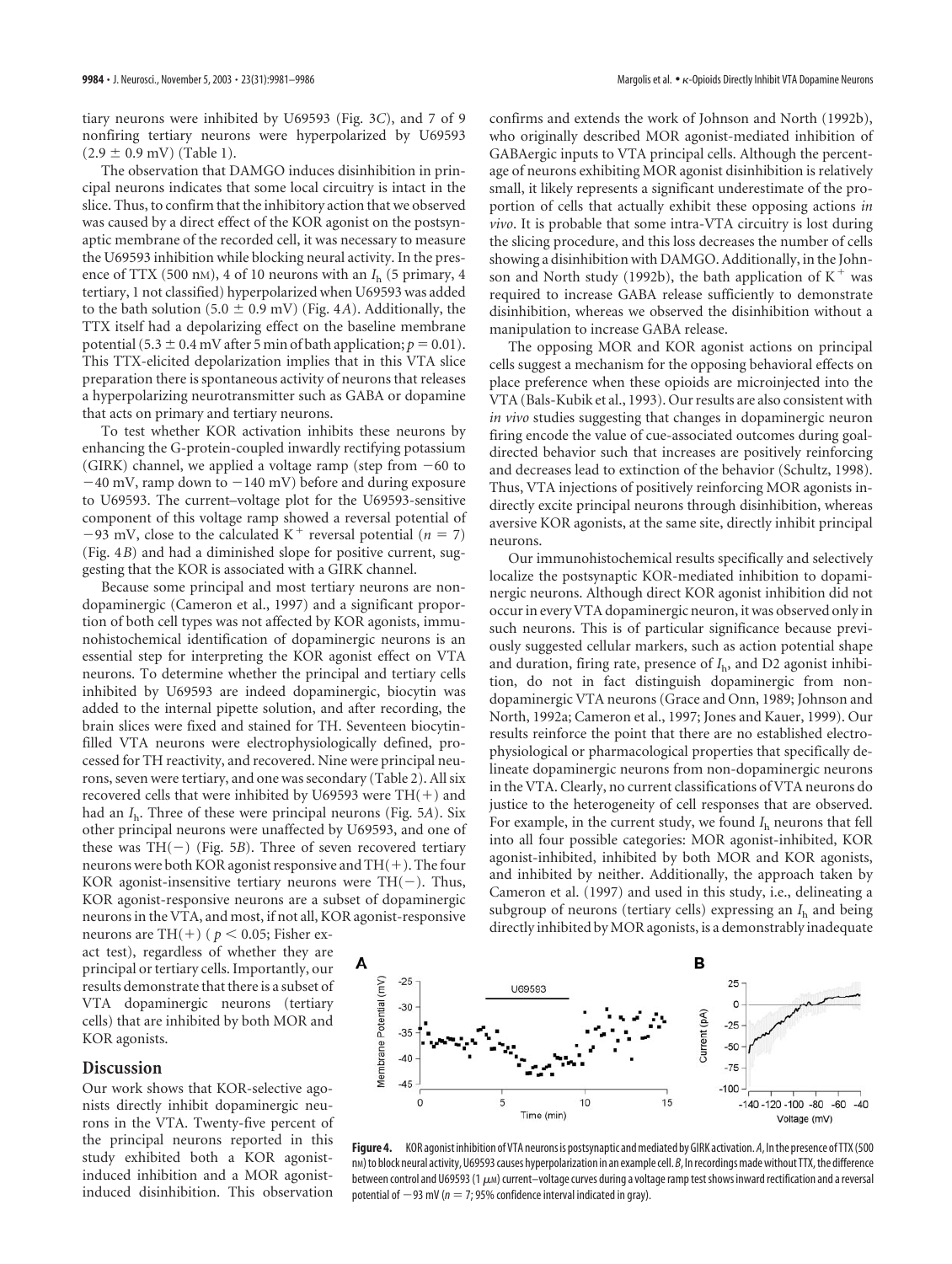tiary neurons were inhibited by U69593 (Fig. 3*C*), and 7 of 9 nonfiring tertiary neurons were hyperpolarized by U69593 ($2.9 \pm 0.9$ mV) (Table 1).

The observation that DAMGO induces disinhibition in principal neurons indicates that some local circuitry is intact in the slice. Thus, to confirm that the inhibitory action that we observed was caused by a direct effect of the KOR agonist on the postsynaptic membrane of the recorded cell, it was necessary to measure the U69593 inhibition while blocking neural activity. In the presence of TTX (500 nM), 4 of 10 neurons with an $I_h$ (5 primary, 4 tertiary, 1 not classified) hyperpolarized when U69593 was added to the bath solution ($5.0 \pm 0.9$ mV) (Fig. 4*A*). Additionally, the TTX itself had a depolarizing effect on the baseline membrane potential ($5.3 \pm 0.4$ mV after 5 min of bath application; $p = 0.01$). This TTX-elicited depolarization implies that in this VTA slice preparation there is spontaneous activity of neurons that releases a hyperpolarizing neurotransmitter such as GABA or dopamine that acts on primary and tertiary neurons.

To test whether KOR activation inhibits these neurons by enhancing the G-protein-coupled inwardly rectifying potassium (GIRK) channel, we applied a voltage ramp (step from $-60$ to $-40$ mV, ramp down to $-140$ mV) before and during exposure to U69593. The current–voltage plot for the U69593-sensitive component of this voltage ramp showed a reversal potential of $-93$ mV, close to the calculated $K^+$ reversal potential ($n = 7$) (Fig. 4*B*) and had a diminished slope for positive current, suggesting that the KOR is associated with a GIRK channel.

Because some principal and most tertiary neurons are nondopaminergic (Cameron et al., 1997) and a significant proportion of both cell types was not affected by KOR agonists, immunohistochemical identification of dopaminergic neurons is an essential step for interpreting the KOR agonist effect on VTA neurons. To determine whether the principal and tertiary cells inhibited by U69593 are indeed dopaminergic, biocytin was added to the internal pipette solution, and after recording, the brain slices were fixed and stained for TH. Seventeen biocytin-filled VTA neurons were electrophysiologically defined, processed for TH reactivity, and recovered. Nine were principal neurons, seven were tertiary, and one was secondary (Table 2). All six recovered cells that were inhibited by U69593 were TH(+) and had an $I_h$. Three of these were principal neurons (Fig. 5*A*). Six other principal neurons were unaffected by U69593, and one of these was TH(−) (Fig. 5*B*). Three of seven recovered tertiary neurons were both KOR agonist responsive and TH(+). The four KOR agonist-insensitive tertiary neurons were TH(−). Thus, KOR agonist-responsive neurons are a subset of dopaminergic neurons in the VTA, and most, if not all, KOR agonist-responsive neurons are TH(+) ($p < 0.05$; Fisher exact test), regardless of whether they are principal or tertiary cells. Importantly, our results demonstrate that there is a subset of VTA dopaminergic neurons (tertiary cells) that are inhibited by both MOR and KOR agonists.

## Discussion

Our work shows that KOR-selective agonists directly inhibit dopaminergic neurons in the VTA. Twenty-five percent of the principal neurons reported in this study exhibited both a KOR agonist-induced inhibition and a MOR agonist-induced disinhibition. This observation confirms and extends the work of Johnson and North (1992b), who originally described MOR agonist-mediated inhibition of GABAergic inputs to VTA principal cells. Although the percentage of neurons exhibiting MOR agonist disinhibition is relatively small, it likely represents a significant underestimate of the proportion of cells that actually exhibit these opposing actions *in vivo*. It is probable that some intra-VTA circuitry is lost during the slicing procedure, and this loss decreases the number of cells showing a disinhibition with DAMGO. Additionally, in the Johnson and North study (1992b), the bath application of $K^+$ was required to increase GABA release sufficiently to demonstrate disinhibition, whereas we observed the disinhibition without a manipulation to increase GABA release.

The opposing MOR and KOR agonist actions on principal cells suggest a mechanism for the opposing behavioral effects on place preference when these opioids are microinjected into the VTA (Bals-Kubik et al., 1993). Our results are also consistent with *in vivo* studies suggesting that changes in dopaminergic neuron firing encode the value of cue-associated outcomes during goal-directed behavior such that increases are positively reinforcing and decreases lead to extinction of the behavior (Schultz, 1998). Thus, VTA injections of positively reinforcing MOR agonists indirectly excite principal neurons through disinhibition, whereas aversive KOR agonists, at the same site, directly inhibit principal neurons.

Our immunohistochemical results specifically and selectively localize the postsynaptic KOR-mediated inhibition to dopaminergic neurons. Although direct KOR agonist inhibition did not occur in every VTA dopaminergic neuron, it was observed only in such neurons. This is of particular significance because previously suggested cellular markers, such as action potential shape and duration, firing rate, presence of $I_h$, and D2 agonist inhibition, do not in fact distinguish dopaminergic from non-dopaminergic VTA neurons (Grace and Onn, 1989; Johnson and North, 1992a; Cameron et al., 1997; Jones and Kauer, 1999). Our results reinforce the point that there are no established electrophysiological or pharmacological properties that specifically delineate dopaminergic neurons from non-dopaminergic neurons in the VTA. Clearly, no current classifications of VTA neurons do justice to the heterogeneity of cell responses that are observed. For example, in the current study, we found $I_h$ neurons that fell into all four possible categories: MOR agonist-inhibited, KOR agonist-inhibited, inhibited by both MOR and KOR agonists, and inhibited by neither. Additionally, the approach taken by Cameron et al. (1997) and used in this study, i.e., delineating a subgroup of neurons (tertiary cells) expressing an $I_h$ and being directly inhibited by MOR agonists, is a demonstrably inadequate

**Figure 4.** KOR agonist inhibition of VTA neurons is postsynaptic and mediated by GIRK activation. *A*, In the presence of TTX (500 nM) to block neural activity, U69593 causes hyperpolarization in an example cell. *B*, In recordings made without TTX, the difference between control and U69593 (1 μM) current–voltage curves during a voltage ramp test shows inward rectification and a reversal potential of $-93$ mV ($n = 7$; 95% confidence interval indicated in gray).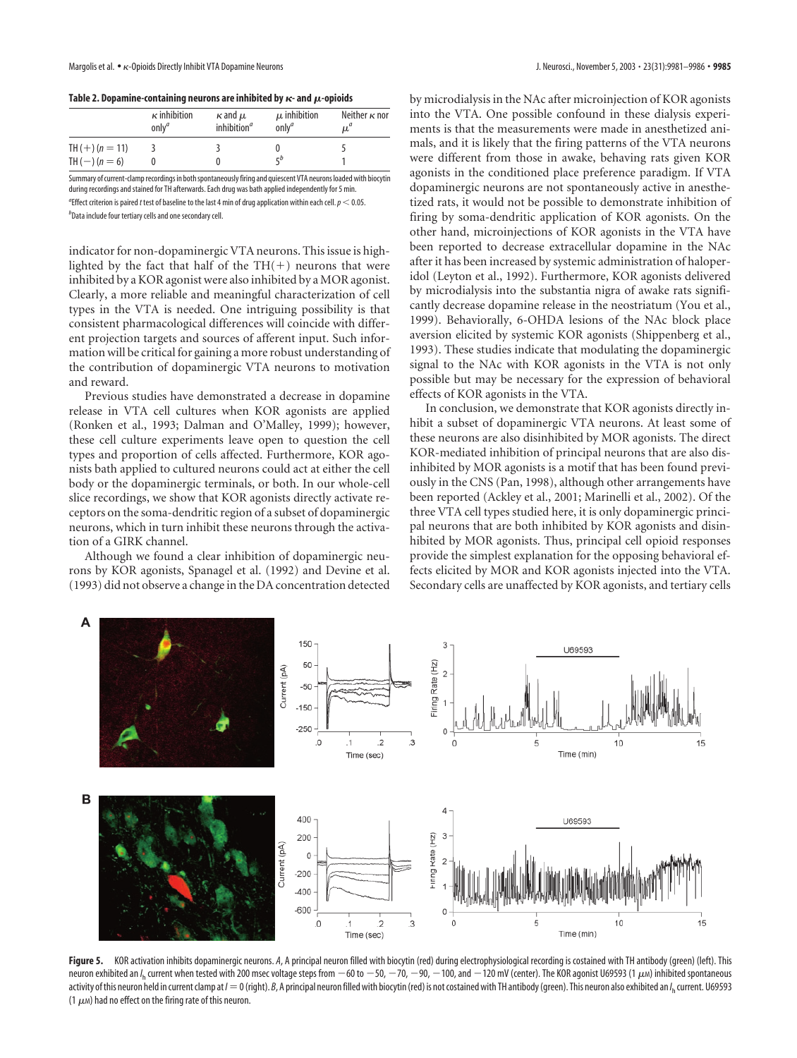**Table 2. Dopamine-containing neurons are inhibited by κ- and μ-opioids**

| | κ inhibition only[a] | κ and μ inhibition[a] | μ inhibition only[a] | Neither κ nor μ[a] |
|---|---|---|---|---|
| TH(+) (n = 11) | 3 | 3 | 0 | 5 |
| TH(−) (n = 6) | 0 | 0 | 5[b] | 1 |

Summary of current-clamp recordings in both spontaneously firing and quiescent VTA neurons loaded with biocytin during recordings and stained for TH afterwards. Each drug was bath applied independently for 5 min.

[a]Effect criterion is paired $t$ test of baseline to the last 4 min of drug application within each cell. $p < 0.05$.

[b]Data include four tertiary cells and one secondary cell.

indicator for non-dopaminergic VTA neurons. This issue is highlighted by the fact that half of the TH(+) neurons that were inhibited by a KOR agonist were also inhibited by a MOR agonist. Clearly, a more reliable and meaningful characterization of cell types in the VTA is needed. One intriguing possibility is that consistent pharmacological differences will coincide with different projection targets and sources of afferent input. Such information will be critical for gaining a more robust understanding of the contribution of dopaminergic VTA neurons to motivation and reward.

Previous studies have demonstrated a decrease in dopamine release in VTA cell cultures when KOR agonists are applied (Ronken et al., 1993; Dalman and O'Malley, 1999); however, these cell culture experiments leave open to question the cell types and proportion of cells affected. Furthermore, KOR agonists bath applied to cultured neurons could act at either the cell body or the dopaminergic terminals, or both. In our whole-cell slice recordings, we show that KOR agonists directly activate receptors on the soma-dendritic region of a subset of dopaminergic neurons, which in turn inhibit these neurons through the activation of a GIRK channel.

Although we found a clear inhibition of dopaminergic neurons by KOR agonists, Spanagel et al. (1992) and Devine et al. (1993) did not observe a change in the DA concentration detected by microdialysis in the NAc after microinjection of KOR agonists into the VTA. One possible confound in these dialysis experiments is that the measurements were made in anesthetized animals, and it is likely that the firing patterns of the VTA neurons were different from those in awake, behaving rats given KOR agonists in the conditioned place preference paradigm. If VTA dopaminergic neurons are not spontaneously active in anesthetized rats, it would not be possible to demonstrate inhibition of firing by soma-dendritic application of KOR agonists. On the other hand, microinjections of KOR agonists in the VTA have been reported to decrease extracellular dopamine in the NAc after it has been increased by systemic administration of haloperidol (Leyton et al., 1992). Furthermore, KOR agonists delivered by microdialysis into the substantia nigra of awake rats significantly decrease dopamine release in the neostriatum (You et al., 1999). Behaviorally, 6-OHDA lesions of the NAc block place aversion elicited by systemic KOR agonists (Shippenberg et al., 1993). These studies indicate that modulating the dopaminergic signal to the NAc with KOR agonists in the VTA is not only possible but may be necessary for the expression of behavioral effects of KOR agonists in the VTA.

In conclusion, we demonstrate that KOR agonists directly inhibit a subset of dopaminergic VTA neurons. At least some of these neurons are also disinhibited by MOR agonists. The direct KOR-mediated inhibition of principal neurons that are also disinhibited by MOR agonists is a motif that has been found previously in the CNS (Pan, 1998), although other arrangements have been reported (Ackley et al., 2001; Marinelli et al., 2002). Of the three VTA cell types studied here, it is only dopaminergic principal neurons that are both inhibited by KOR agonists and disinhibited by MOR agonists. Thus, principal cell opioid responses provide the simplest explanation for the opposing behavioral effects elicited by MOR and KOR agonists injected into the VTA. Secondary cells are unaffected by KOR agonists, and tertiary cells

**Figure 5.** KOR activation inhibits dopaminergic neurons. *A*, A principal neuron filled with biocytin (red) during electrophysiological recording is costained with TH antibody (green) (left). This neuron exhibited an $I_h$ current when tested with 200 msec voltage steps from −60 to −50, −70, −90, −100, and −120 mV (center). The KOR agonist U69593 (1 μM) inhibited spontaneous activity of this neuron held in current clamp at $I = 0$ (right). *B*, A principal neuron filled with biocytin (red) is not costained with TH antibody (green). This neuron also exhibited an $I_h$ current. U69593 (1 μM) had no effect on the firing rate of this neuron.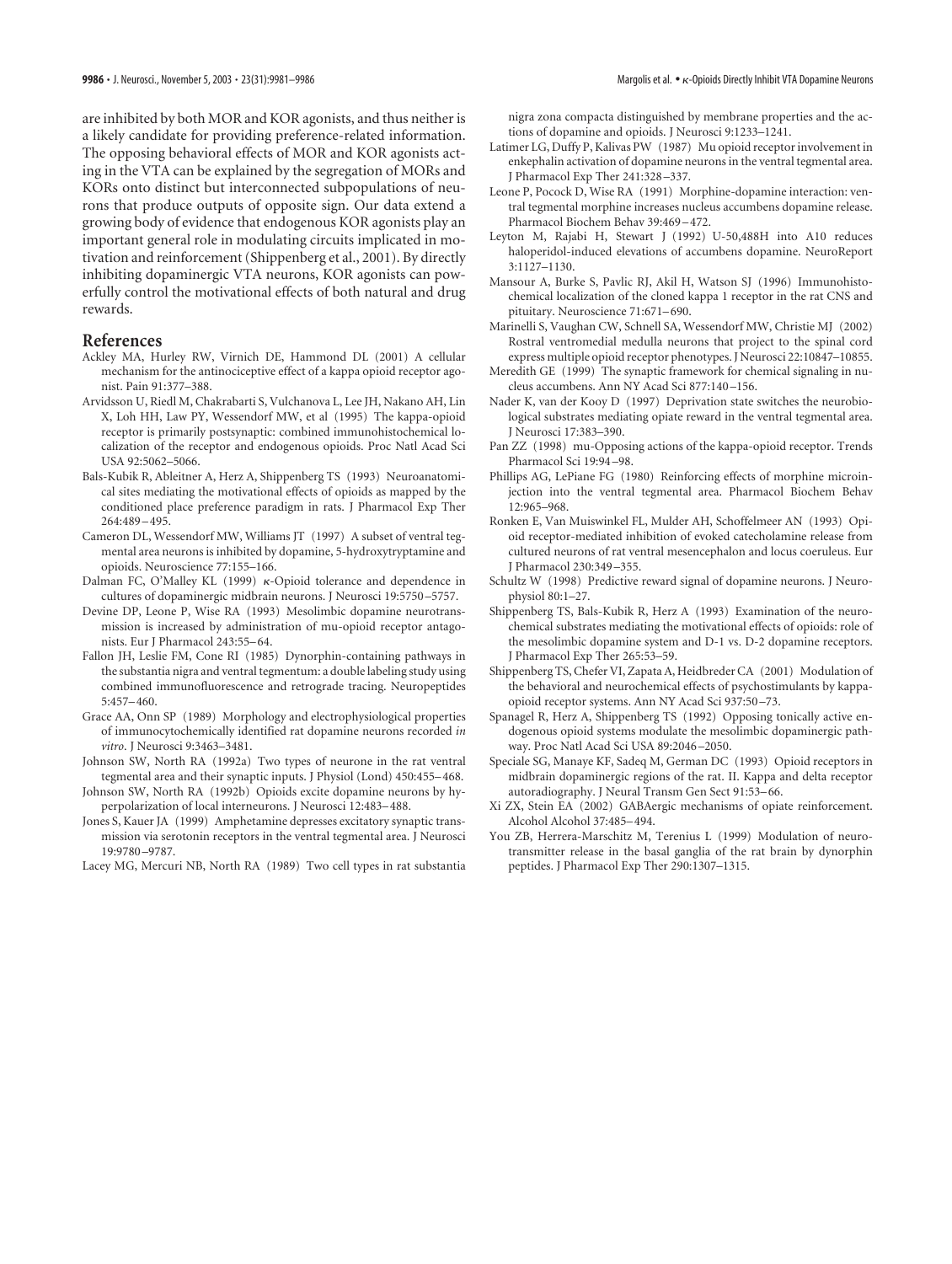are inhibited by both MOR and KOR agonists, and thus neither is a likely candidate for providing preference-related information. The opposing behavioral effects of MOR and KOR agonists acting in the VTA can be explained by the segregation of MORs and KORs onto distinct but interconnected subpopulations of neurons that produce outputs of opposite sign. Our data extend a growing body of evidence that endogenous KOR agonists play an important general role in modulating circuits implicated in motivation and reinforcement (Shippenberg et al., 2001). By directly inhibiting dopaminergic VTA neurons, KOR agonists can powerfully control the motivational effects of both natural and drug rewards.

## References

Ackley MA, Hurley RW, Virnich DE, Hammond DL (2001) A cellular mechanism for the antinociceptive effect of a kappa opioid receptor agonist. Pain 91:377–388.

Arvidsson U, Riedl M, Chakrabarti S, Vulchanova L, Lee JH, Nakano AH, Lin X, Loh HH, Law PY, Wessendorf MW, et al (1995) The kappa-opioid receptor is primarily postsynaptic: combined immunohistochemical localization of the receptor and endogenous opioids. Proc Natl Acad Sci USA 92:5062–5066.

Bals-Kubik R, Ableitner A, Herz A, Shippenberg TS (1993) Neuroanatomical sites mediating the motivational effects of opioids as mapped by the conditioned place preference paradigm in rats. J Pharmacol Exp Ther 264:489–495.

Cameron DL, Wessendorf MW, Williams JT (1997) A subset of ventral tegmental area neurons is inhibited by dopamine, 5-hydroxytryptamine and opioids. Neuroscience 77:155–166.

Dalman FC, O'Malley KL (1999) κ-Opioid tolerance and dependence in cultures of dopaminergic midbrain neurons. J Neurosci 19:5750–5757.

Devine DP, Leone P, Wise RA (1993) Mesolimbic dopamine neurotransmission is increased by administration of mu-opioid receptor antagonists. Eur J Pharmacol 243:55–64.

Fallon JH, Leslie FM, Cone RI (1985) Dynorphin-containing pathways in the substantia nigra and ventral tegmentum: a double labeling study using combined immunofluorescence and retrograde tracing. Neuropeptides 5:457–460.

Grace AA, Onn SP (1989) Morphology and electrophysiological properties of immunocytochemically identified rat dopamine neurons recorded *in vitro*. J Neurosci 9:3463–3481.

Johnson SW, North RA (1992a) Two types of neurone in the rat ventral tegmental area and their synaptic inputs. J Physiol (Lond) 450:455–468.

Johnson SW, North RA (1992b) Opioids excite dopamine neurons by hyperpolarization of local interneurons. J Neurosci 12:483–488.

Jones S, Kauer JA (1999) Amphetamine depresses excitatory synaptic transmission via serotonin receptors in the ventral tegmental area. J Neurosci 19:9780–9787.

Lacey MG, Mercuri NB, North RA (1989) Two cell types in rat substantia nigra zona compacta distinguished by membrane properties and the actions of dopamine and opioids. J Neurosci 9:1233–1241.

Latimer LG, Duffy P, Kalivas PW (1987) Mu opioid receptor involvement in enkephalin activation of dopamine neurons in the ventral tegmental area. J Pharmacol Exp Ther 241:328–337.

Leone P, Pocock D, Wise RA (1991) Morphine-dopamine interaction: ventral tegmental morphine increases nucleus accumbens dopamine release. Pharmacol Biochem Behav 39:469–472.

Leyton M, Rajabi H, Stewart J (1992) U-50,488H into A10 reduces haloperidol-induced elevations of accumbens dopamine. NeuroReport 3:1127–1130.

Mansour A, Burke S, Pavlic RJ, Akil H, Watson SJ (1996) Immunohistochemical localization of the cloned kappa 1 receptor in the rat CNS and pituitary. Neuroscience 71:671–690.

Marinelli S, Vaughan CW, Schnell SA, Wessendorf MW, Christie MJ (2002) Rostral ventromedial medulla neurons that project to the spinal cord express multiple opioid receptor phenotypes. J Neurosci 22:10847–10855.

Meredith GE (1999) The synaptic framework for chemical signaling in nucleus accumbens. Ann NY Acad Sci 877:140–156.

Nader K, van der Kooy D (1997) Deprivation state switches the neurobiological substrates mediating opiate reward in the ventral tegmental area. J Neurosci 17:383–390.

Pan ZZ (1998) mu-Opposing actions of the kappa-opioid receptor. Trends Pharmacol Sci 19:94–98.

Phillips AG, LePiane FG (1980) Reinforcing effects of morphine microinjection into the ventral tegmental area. Pharmacol Biochem Behav 12:965–968.

Ronken E, Van Muiswinkel FL, Mulder AH, Schoffelmeer AN (1993) Opioid receptor-mediated inhibition of evoked catecholamine release from cultured neurons of rat ventral mesencephalon and locus coeruleus. Eur J Pharmacol 230:349–355.

Schultz W (1998) Predictive reward signal of dopamine neurons. J Neurophysiol 80:1–27.

Shippenberg TS, Bals-Kubik R, Herz A (1993) Examination of the neurochemical substrates mediating the motivational effects of opioids: role of the mesolimbic dopamine system and D-1 vs. D-2 dopamine receptors. J Pharmacol Exp Ther 265:53–59.

Shippenberg TS, Chefer VI, Zapata A, Heidbreder CA (2001) Modulation of the behavioral and neurochemical effects of psychostimulants by kappa-opioid receptor systems. Ann NY Acad Sci 937:50–73.

Spanagel R, Herz A, Shippenberg TS (1992) Opposing tonically active endogenous opioid systems modulate the mesolimbic dopaminergic pathway. Proc Natl Acad Sci USA 89:2046–2050.

Speciale SG, Manaye KF, Sadeq M, German DC (1993) Opioid receptors in midbrain dopaminergic regions of the rat. II. Kappa and delta receptor autoradiography. J Neural Transm Gen Sect 91:53–66.

Xi ZX, Stein EA (2002) GABAergic mechanisms of opiate reinforcement. Alcohol Alcohol 37:485–494.

You ZB, Herrera-Marschitz M, Terenius L (1999) Modulation of neurotransmitter release in the basal ganglia of the rat brain by dynorphin peptides. J Pharmacol Exp Ther 290:1307–1315.